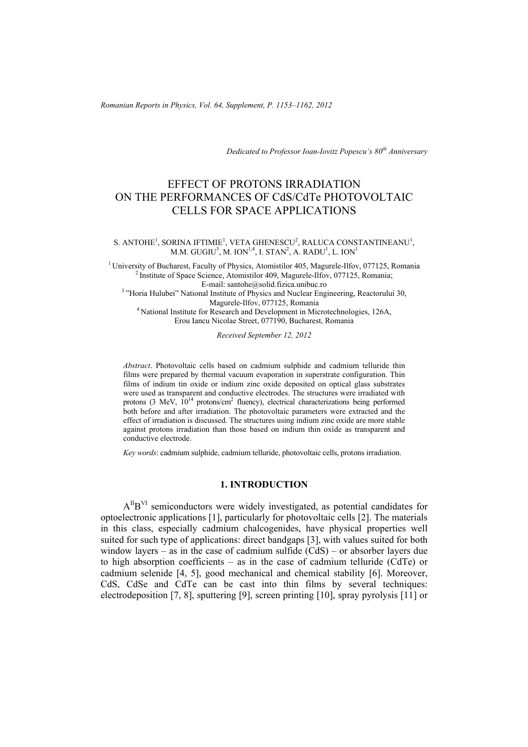*Dedicated to Professor Ioan-Iovitz Popescu's 80th Anniversary*

# EFFECT OF PROTONS IRRADIATION ON THE PERFORMANCES OF CdS/CdTe PHOTOVOLTAIC CELLS FOR SPACE APPLICATIONS

S. ANTOHE[1], SORINA IFTIMIE[1], VETA GHENESCU[2], RALUCA CONSTANTINEANU[1], M.M. GUGIU[3], M. ION[1,4], I. STAN[2], A. RADU[1], L. ION[1]

[1] University of Bucharest, Faculty of Physics, Atomistilor 405, Magurele-Ilfov, 077125, Romania
[2] Institute of Space Science, Atomistilor 409, Magurele-Ilfov, 077125, Romania;
E-mail: santohe@solid.fizica.unibuc.ro
[3] "Horia Hulubei" National Institute of Physics and Nuclear Engineering, Reactorului 30, Magurele-Ilfov, 077125, Romania
[4] National Institute for Research and Development in Microtechnologies, 126A, Erou Iancu Nicolae Street, 077190, Bucharest, Romania

*Received September 12, 2012*

*Abstract*. Photovoltaic cells based on cadmium sulphide and cadmium telluride thin films were prepared by thermal vacuum evaporation in superstrate configuration. Thin films of indium tin oxide or indium zinc oxide deposited on optical glass substrates were used as transparent and conductive electrodes. The structures were irradiated with protons (3 MeV, $10^{14}$ protons/cm$^2$ fluency), electrical characterizations being performed both before and after irradiation. The photovoltaic parameters were extracted and the effect of irradiation is discussed. The structures using indium zinc oxide are more stable against protons irradiation than those based on indium thin oxide as transparent and conductive electrode.

*Key words*: cadmium sulphide, cadmium telluride, photovoltaic cells, protons irradiation.

## 1. INTRODUCTION

$A^{II}B^{VI}$ semiconductors were widely investigated, as potential candidates for optoelectronic applications [1], particularly for photovoltaic cells [2]. The materials in this class, especially cadmium chalcogenides, have physical properties well suited for such type of applications: direct bandgaps [3], with values suited for both window layers – as in the case of cadmium sulfide (CdS) – or absorber layers due to high absorption coefficients – as in the case of cadmium telluride (CdTe) or cadmium selenide [4, 5], good mechanical and chemical stability [6]. Moreover, CdS, CdSe and CdTe can be cast into thin films by several techniques: electrodeposition [7, 8], sputtering [9], screen printing [10], spray pyrolysis [11] or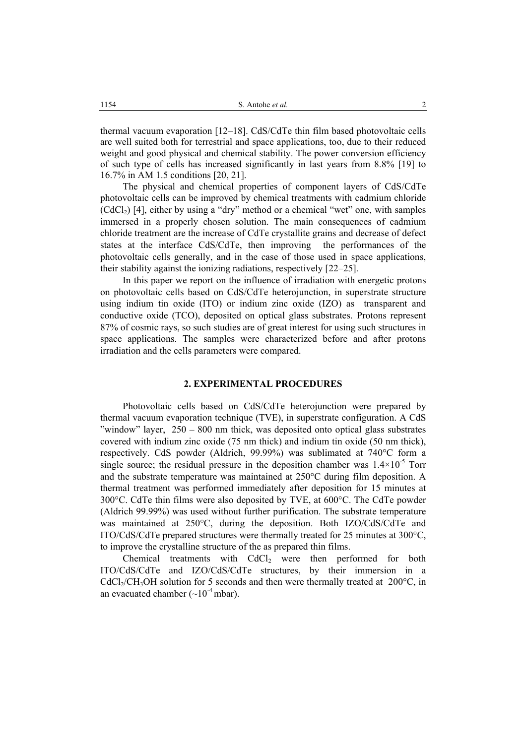thermal vacuum evaporation [12–18]. CdS/CdTe thin film based photovoltaic cells are well suited both for terrestrial and space applications, too, due to their reduced weight and good physical and chemical stability. The power conversion efficiency of such type of cells has increased significantly in last years from 8.8% [19] to 16.7% in AM 1.5 conditions [20, 21].

The physical and chemical properties of component layers of CdS/CdTe photovoltaic cells can be improved by chemical treatments with cadmium chloride ($CdCl_2$) [4], either by using a "dry" method or a chemical "wet" one, with samples immersed in a properly chosen solution. The main consequences of cadmium chloride treatment are the increase of CdTe crystallite grains and decrease of defect states at the interface CdS/CdTe, then improving the performances of the photovoltaic cells generally, and in the case of those used in space applications, their stability against the ionizing radiations, respectively [22–25].

In this paper we report on the influence of irradiation with energetic protons on photovoltaic cells based on CdS/CdTe heterojunction, in superstrate structure using indium tin oxide (ITO) or indium zinc oxide (IZO) as transparent and conductive oxide (TCO), deposited on optical glass substrates. Protons represent 87% of cosmic rays, so such studies are of great interest for using such structures in space applications. The samples were characterized before and after protons irradiation and the cells parameters were compared.

## 2. EXPERIMENTAL PROCEDURES

Photovoltaic cells based on CdS/CdTe heterojunction were prepared by thermal vacuum evaporation technique (TVE), in superstrate configuration. A CdS "window" layer, 250 – 800 nm thick, was deposited onto optical glass substrates covered with indium zinc oxide (75 nm thick) and indium tin oxide (50 nm thick), respectively. CdS powder (Aldrich, 99.99%) was sublimated at 740°C form a single source; the residual pressure in the deposition chamber was $1.4\times10^{-5}$ Torr and the substrate temperature was maintained at 250°C during film deposition. A thermal treatment was performed immediately after deposition for 15 minutes at 300°C. CdTe thin films were also deposited by TVE, at 600°C. The CdTe powder (Aldrich 99.99%) was used without further purification. The substrate temperature was maintained at 250°C, during the deposition. Both IZO/CdS/CdTe and ITO/CdS/CdTe prepared structures were thermally treated for 25 minutes at 300°C, to improve the crystalline structure of the as prepared thin films.

Chemical treatments with $CdCl_2$ were then performed for both ITO/CdS/CdTe and IZO/CdS/CdTe structures, by their immersion in a $CdCl_2/CH_3OH$ solution for 5 seconds and then were thermally treated at 200°C, in an evacuated chamber ($\sim10^{-4}$ mbar).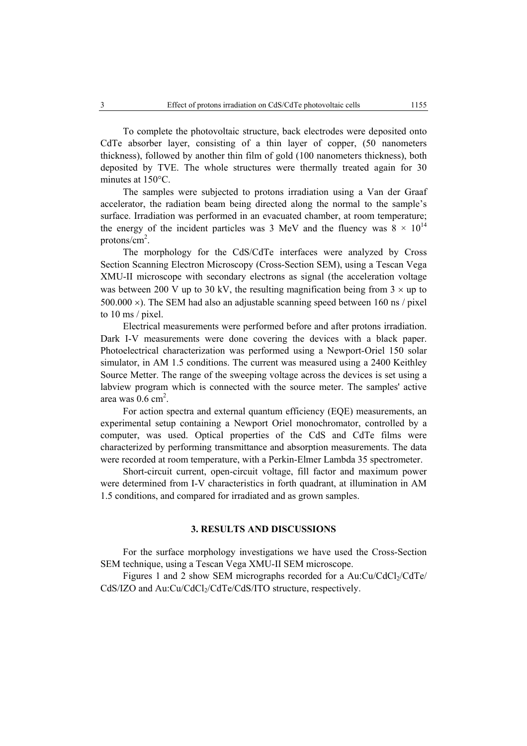To complete the photovoltaic structure, back electrodes were deposited onto CdTe absorber layer, consisting of a thin layer of copper, (50 nanometers thickness), followed by another thin film of gold (100 nanometers thickness), both deposited by TVE. The whole structures were thermally treated again for 30 minutes at 150°C.

The samples were subjected to protons irradiation using a Van der Graaf accelerator, the radiation beam being directed along the normal to the sample's surface. Irradiation was performed in an evacuated chamber, at room temperature; the energy of the incident particles was 3 MeV and the fluency was $8 \times 10^{14}$ protons/cm$^2$.

The morphology for the CdS/CdTe interfaces were analyzed by Cross Section Scanning Electron Microscopy (Cross-Section SEM), using a Tescan Vega XMU-II microscope with secondary electrons as signal (the acceleration voltage was between 200 V up to 30 kV, the resulting magnification being from $3 \times$ up to $500.000 \times$). The SEM had also an adjustable scanning speed between 160 ns / pixel to 10 ms / pixel.

Electrical measurements were performed before and after protons irradiation. Dark I-V measurements were done covering the devices with a black paper. Photoelectrical characterization was performed using a Newport-Oriel 150 solar simulator, in AM 1.5 conditions. The current was measured using a 2400 Keithley Source Metter. The range of the sweeping voltage across the devices is set using a labview program which is connected with the source meter. The samples' active area was 0.6 cm$^2$.

For action spectra and external quantum efficiency (EQE) measurements, an experimental setup containing a Newport Oriel monochromator, controlled by a computer, was used. Optical properties of the CdS and CdTe films were characterized by performing transmittance and absorption measurements. The data were recorded at room temperature, with a Perkin-Elmer Lambda 35 spectrometer.

Short-circuit current, open-circuit voltage, fill factor and maximum power were determined from I-V characteristics in forth quadrant, at illumination in AM 1.5 conditions, and compared for irradiated and as grown samples.

## 3. RESULTS AND DISCUSSIONS

For the surface morphology investigations we have used the Cross-Section SEM technique, using a Tescan Vega XMU-II SEM microscope.

Figures 1 and 2 show SEM micrographs recorded for a Au:Cu/$CdCl_2$/CdTe/CdS/IZO and Au:Cu/$CdCl_2$/CdTe/CdS/ITO structure, respectively.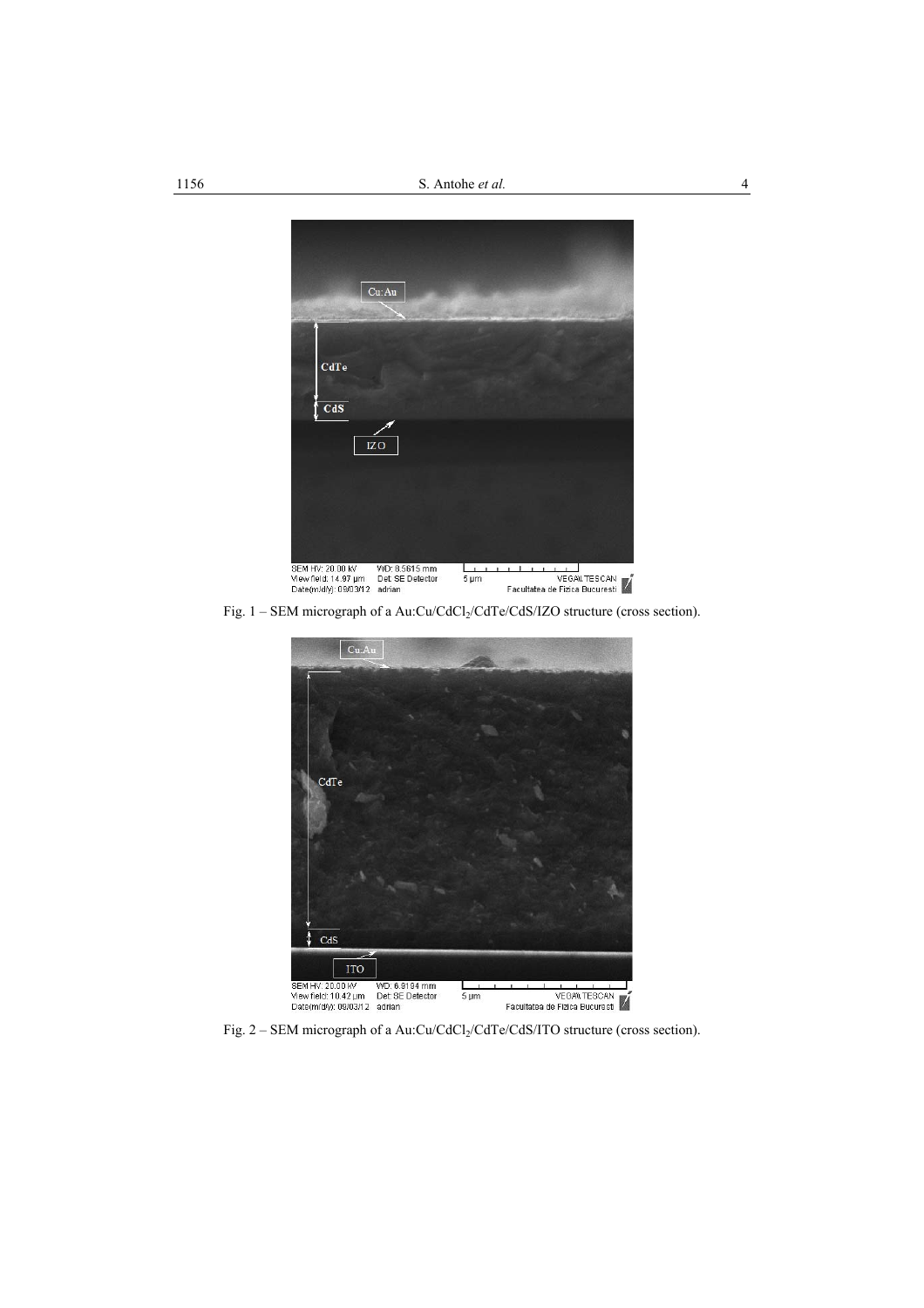Fig. 1 – SEM micrograph of a Au:Cu/$CdCl_2$/CdTe/CdS/IZO structure (cross section).

Fig. 2 – SEM micrograph of a Au:Cu/$CdCl_2$/CdTe/CdS/ITO structure (cross section).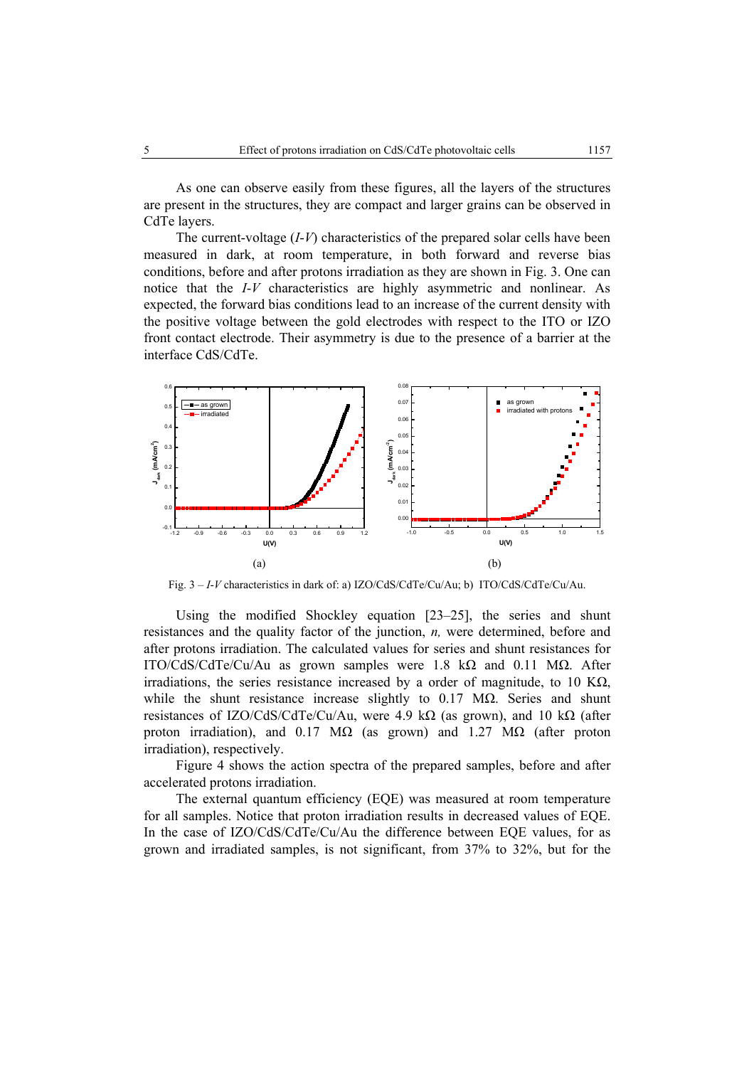As one can observe easily from these figures, all the layers of the structures are present in the structures, they are compact and larger grains can be observed in CdTe layers.

The current-voltage (*I-V*) characteristics of the prepared solar cells have been measured in dark, at room temperature, in both forward and reverse bias conditions, before and after protons irradiation as they are shown in Fig. 3. One can notice that the *I-V* characteristics are highly asymmetric and nonlinear. As expected, the forward bias conditions lead to an increase of the current density with the positive voltage between the gold electrodes with respect to the ITO or IZO front contact electrode. Their asymmetry is due to the presence of a barrier at the interface CdS/CdTe.

Fig. 3 – *I-V* characteristics in dark of: a) IZO/CdS/CdTe/Cu/Au; b) ITO/CdS/CdTe/Cu/Au.

Using the modified Shockley equation [23–25], the series and shunt resistances and the quality factor of the junction, *n,* were determined, before and after protons irradiation. The calculated values for series and shunt resistances for ITO/CdS/CdTe/Cu/Au as grown samples were 1.8 kΩ and 0.11 MΩ. After irradiations, the series resistance increased by a order of magnitude, to 10 KΩ, while the shunt resistance increase slightly to 0.17 MΩ. Series and shunt resistances of IZO/CdS/CdTe/Cu/Au, were 4.9 kΩ (as grown), and 10 kΩ (after proton irradiation), and 0.17 MΩ (as grown) and 1.27 MΩ (after proton irradiation), respectively.

Figure 4 shows the action spectra of the prepared samples, before and after accelerated protons irradiation.

The external quantum efficiency (EQE) was measured at room temperature for all samples. Notice that proton irradiation results in decreased values of EQE. In the case of IZO/CdS/CdTe/Cu/Au the difference between EQE values, for as grown and irradiated samples, is not significant, from 37% to 32%, but for the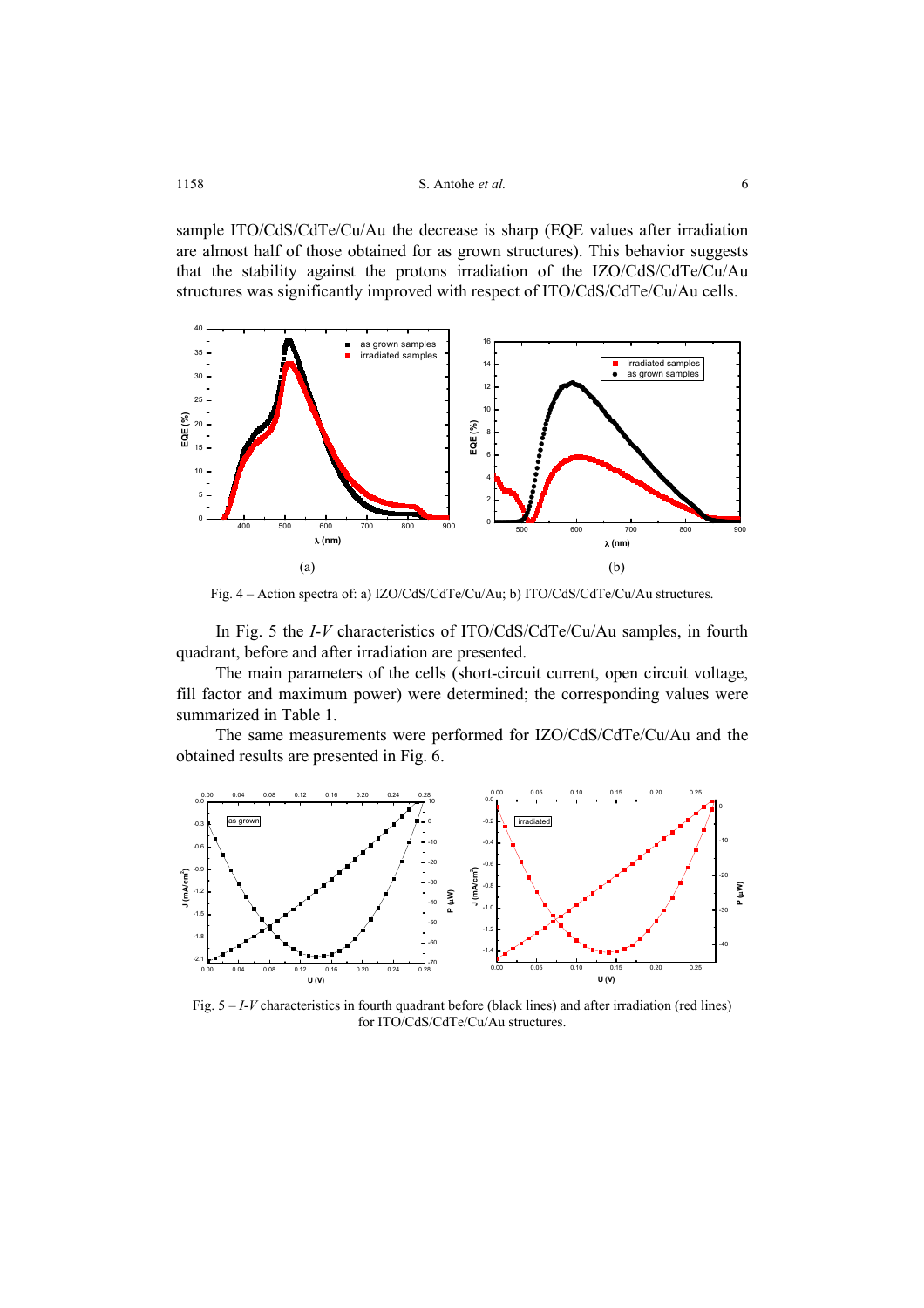sample ITO/CdS/CdTe/Cu/Au the decrease is sharp (EQE values after irradiation are almost half of those obtained for as grown structures). This behavior suggests that the stability against the protons irradiation of the IZO/CdS/CdTe/Cu/Au structures was significantly improved with respect of ITO/CdS/CdTe/Cu/Au cells.

(a) (b)

Fig. 4 – Action spectra of: a) IZO/CdS/CdTe/Cu/Au; b) ITO/CdS/CdTe/Cu/Au structures.

In Fig. 5 the *I-V* characteristics of ITO/CdS/CdTe/Cu/Au samples, in fourth quadrant, before and after irradiation are presented.

The main parameters of the cells (short-circuit current, open circuit voltage, fill factor and maximum power) were determined; the corresponding values were summarized in Table 1.

The same measurements were performed for IZO/CdS/CdTe/Cu/Au and the obtained results are presented in Fig. 6.

Fig. 5 – *I-V* characteristics in fourth quadrant before (black lines) and after irradiation (red lines) for ITO/CdS/CdTe/Cu/Au structures.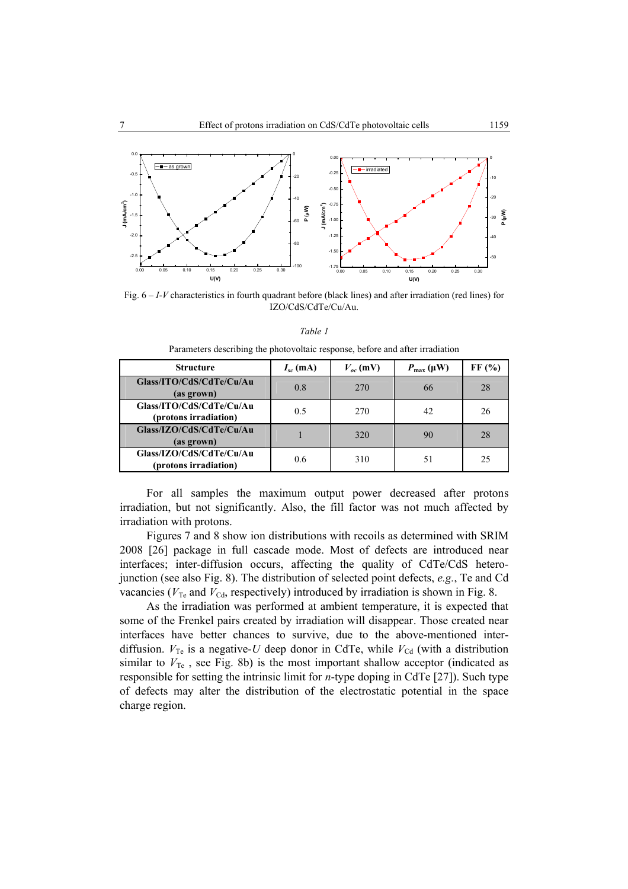Fig. 6 – *I-V* characteristics in fourth quadrant before (black lines) and after irradiation (red lines) for IZO/CdS/CdTe/Cu/Au.

*Table 1*

Parameters describing the photovoltaic response, before and after irradiation

| Structure | $I_{sc}$ (mA) | $V_{oc}$ (mV) | $P_{max}$ (μW) | FF (%) |
|---|---|---|---|---|
| **Glass/ITO/CdS/CdTe/Cu/Au (as grown)** | 0.8 | 270 | 66 | 28 |
| **Glass/ITO/CdS/CdTe/Cu/Au (protons irradiation)** | 0.5 | 270 | 42 | 26 |
| **Glass/IZO/CdS/CdTe/Cu/Au (as grown)** | 1 | 320 | 90 | 28 |
| **Glass/IZO/CdS/CdTe/Cu/Au (protons irradiation)** | 0.6 | 310 | 51 | 25 |

For all samples the maximum output power decreased after protons irradiation, but not significantly. Also, the fill factor was not much affected by irradiation with protons.

Figures 7 and 8 show ion distributions with recoils as determined with SRIM 2008 [26] package in full cascade mode. Most of defects are introduced near interfaces; inter-diffusion occurs, affecting the quality of CdTe/CdS hetero-junction (see also Fig. 8). The distribution of selected point defects, *e.g.*, Te and Cd vacancies ($V_{Te}$ and $V_{Cd}$, respectively) introduced by irradiation is shown in Fig. 8.

As the irradiation was performed at ambient temperature, it is expected that some of the Frenkel pairs created by irradiation will disappear. Those created near interfaces have better chances to survive, due to the above-mentioned inter-diffusion. $V_{Te}$ is a negative-$U$ deep donor in CdTe, while $V_{Cd}$ (with a distribution similar to $V_{Te}$ , see Fig. 8b) is the most important shallow acceptor (indicated as responsible for setting the intrinsic limit for *n*-type doping in CdTe [27]). Such type of defects may alter the distribution of the electrostatic potential in the space charge region.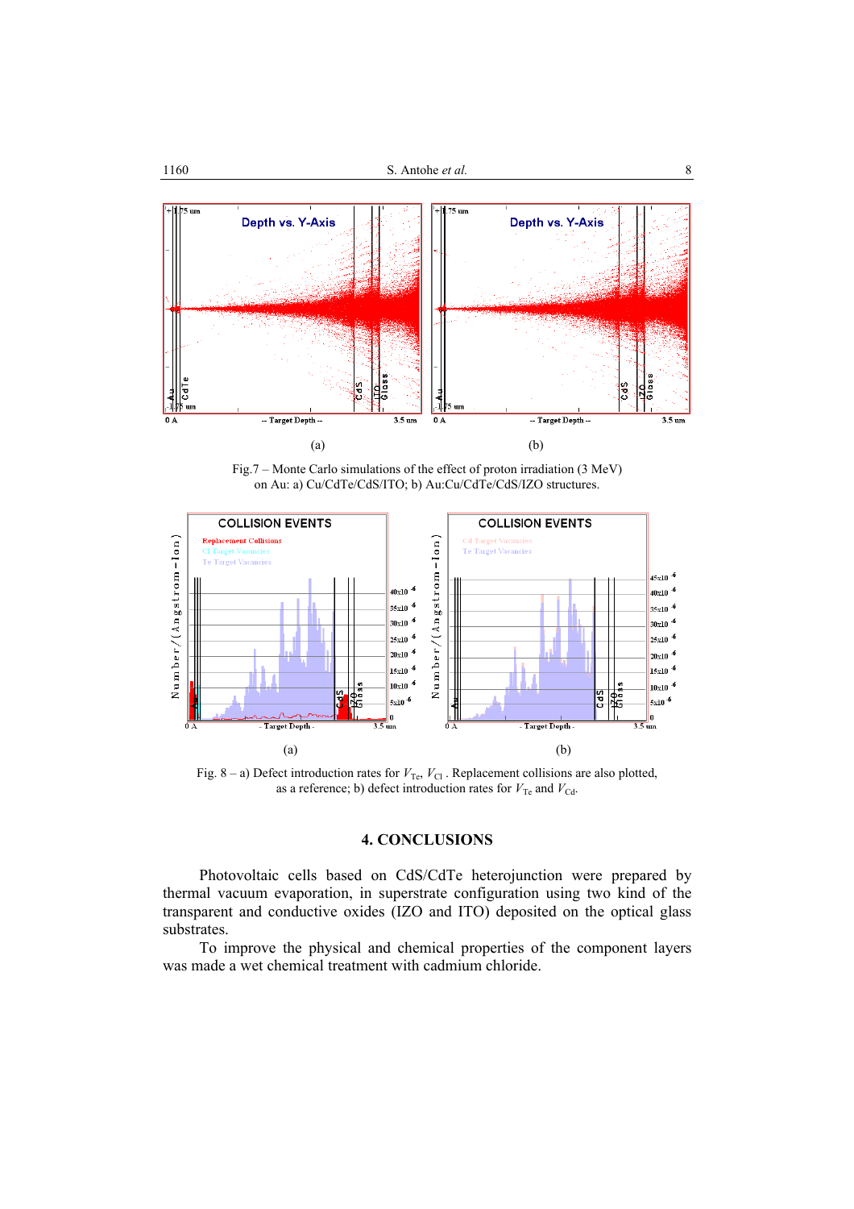(a) (b)

Fig.7 – Monte Carlo simulations of the effect of proton irradiation (3 MeV) on Au: a) Cu/CdTe/CdS/ITO; b) Au:Cu/CdTe/CdS/IZO structures.

(a) (b)

Fig. 8 – a) Defect introduction rates for $V_{Te}$, $V_{Cl}$ . Replacement collisions are also plotted, as a reference; b) defect introduction rates for $V_{Te}$ and $V_{Cd}$.

## 4. CONCLUSIONS

Photovoltaic cells based on CdS/CdTe heterojunction were prepared by thermal vacuum evaporation, in superstrate configuration using two kind of the transparent and conductive oxides (IZO and ITO) deposited on the optical glass substrates.

To improve the physical and chemical properties of the component layers was made a wet chemical treatment with cadmium chloride.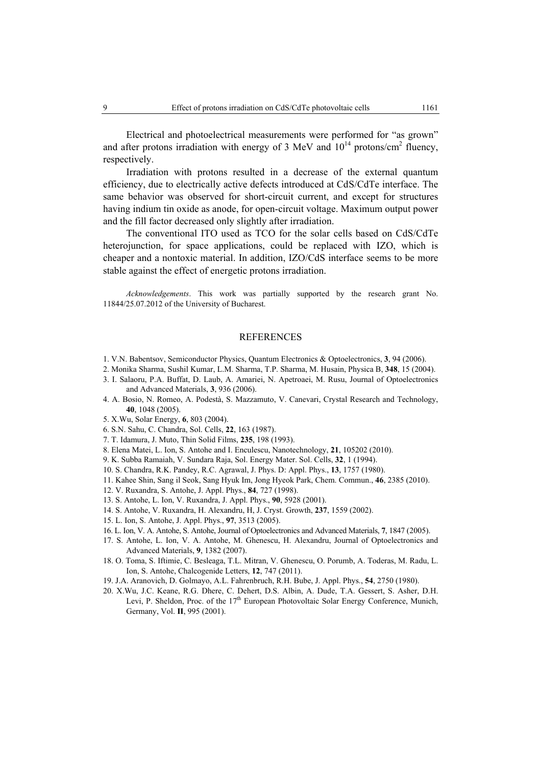Electrical and photoelectrical measurements were performed for "as grown" and after protons irradiation with energy of 3 MeV and $10^{14}$ protons/cm$^2$ fluency, respectively.

Irradiation with protons resulted in a decrease of the external quantum efficiency, due to electrically active defects introduced at CdS/CdTe interface. The same behavior was observed for short-circuit current, and except for structures having indium tin oxide as anode, for open-circuit voltage. Maximum output power and the fill factor decreased only slightly after irradiation.

The conventional ITO used as TCO for the solar cells based on CdS/CdTe heterojunction, for space applications, could be replaced with IZO, which is cheaper and a nontoxic material. In addition, IZO/CdS interface seems to be more stable against the effect of energetic protons irradiation.

*Acknowledgements*. This work was partially supported by the research grant No. 11844/25.07.2012 of the University of Bucharest.

## REFERENCES

1. V.N. Babentsov, Semiconductor Physics, Quantum Electronics & Optoelectronics, **3**, 94 (2006).
2. Monika Sharma, Sushil Kumar, L.M. Sharma, T.P. Sharma, M. Husain, Physica B, **348**, 15 (2004).
3. I. Salaoru, P.A. Buffat, D. Laub, A. Amariei, N. Apetroaei, M. Rusu, Journal of Optoelectronics and Advanced Materials, **3**, 936 (2006).
4. A. Bosio, N. Romeo, A. Podestà, S. Mazzamuto, V. Canevari, Crystal Research and Technology, **40**, 1048 (2005).
5. X.Wu, Solar Energy, **6**, 803 (2004).
6. S.N. Sahu, C. Chandra, Sol. Cells, **22**, 163 (1987).
7. T. Idamura, J. Muto, Thin Solid Films, **235**, 198 (1993).
8. Elena Matei, L. Ion, S. Antohe and I. Enculescu, Nanotechnology, **21**, 105202 (2010).
9. K. Subba Ramaiah, V. Sundara Raja, Sol. Energy Mater. Sol. Cells, **32**, 1 (1994).
10. S. Chandra, R.K. Pandey, R.C. Agrawal, J. Phys. D: Appl. Phys., **13**, 1757 (1980).
11. Kahee Shin, Sang il Seok, Sang Hyuk Im, Jong Hyeok Park, Chem. Commun., **46**, 2385 (2010).
12. V. Ruxandra, S. Antohe, J. Appl. Phys., **84**, 727 (1998).
13. S. Antohe, L. Ion, V. Ruxandra, J. Appl. Phys., **90**, 5928 (2001).
14. S. Antohe, V. Ruxandra, H. Alexandru, H, J. Cryst. Growth, **237**, 1559 (2002).
15. L. Ion, S. Antohe, J. Appl. Phys., **97**, 3513 (2005).
16. L. Ion, V. A. Antohe, S. Antohe, Journal of Optoelectronics and Advanced Materials, **7**, 1847 (2005).
17. S. Antohe, L. Ion, V. A. Antohe, M. Ghenescu, H. Alexandru, Journal of Optoelectronics and Advanced Materials, **9**, 1382 (2007).
18. O. Toma, S. Iftimie, C. Besleaga, T.L. Mitran, V. Ghenescu, O. Porumb, A. Toderas, M. Radu, L. Ion, S. Antohe, Chalcogenide Letters, **12**, 747 (2011).
19. J.A. Aranovich, D. Golmayo, A.L. Fahrenbruch, R.H. Bube, J. Appl. Phys., **54**, 2750 (1980).
20. X.Wu, J.C. Keane, R.G. Dhere, C. Dehert, D.S. Albin, A. Dude, T.A. Gessert, S. Asher, D.H. Levi, P. Sheldon, Proc. of the 17th European Photovoltaic Solar Energy Conference, Munich, Germany, Vol. **II**, 995 (2001).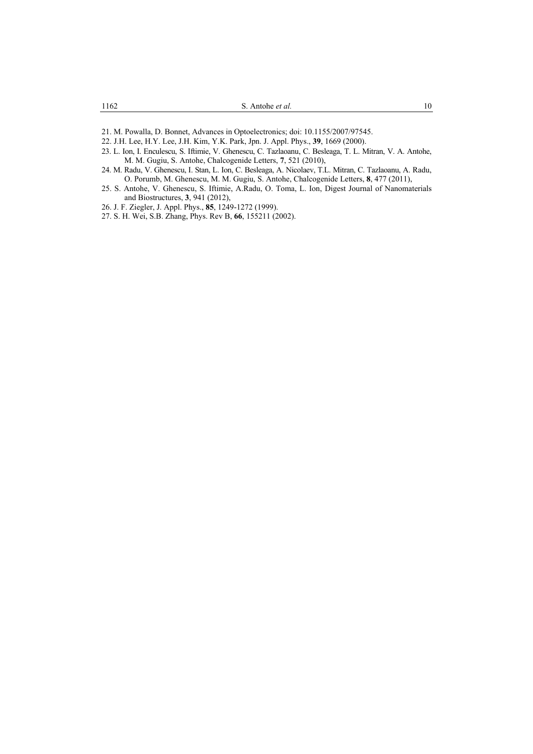21. M. Powalla, D. Bonnet, Advances in Optoelectronics; doi: 10.1155/2007/97545.
22. J.H. Lee, H.Y. Lee, J.H. Kim, Y.K. Park, Jpn. J. Appl. Phys., **39**, 1669 (2000).
23. L. Ion, I. Enculescu, S. Iftimie, V. Ghenescu, C. Tazlaoanu, C. Besleaga, T. L. Mitran, V. A. Antohe, M. M. Gugiu, S. Antohe, Chalcogenide Letters, **7**, 521 (2010),
24. M. Radu, V. Ghenescu, I. Stan, L. Ion, C. Besleaga, A. Nicolaev, T.L. Mitran, C. Tazlaoanu, A. Radu, O. Porumb, M. Ghenescu, M. M. Gugiu, S. Antohe, Chalcogenide Letters, **8**, 477 (2011),
25. S. Antohe, V. Ghenescu, S. Iftimie, A.Radu, O. Toma, L. Ion, Digest Journal of Nanomaterials and Biostructures, **3**, 941 (2012),
26. J. F. Ziegler, J. Appl. Phys., **85**, 1249-1272 (1999).
27. S. H. Wei, S.B. Zhang, Phys. Rev B, **66**, 155211 (2002).